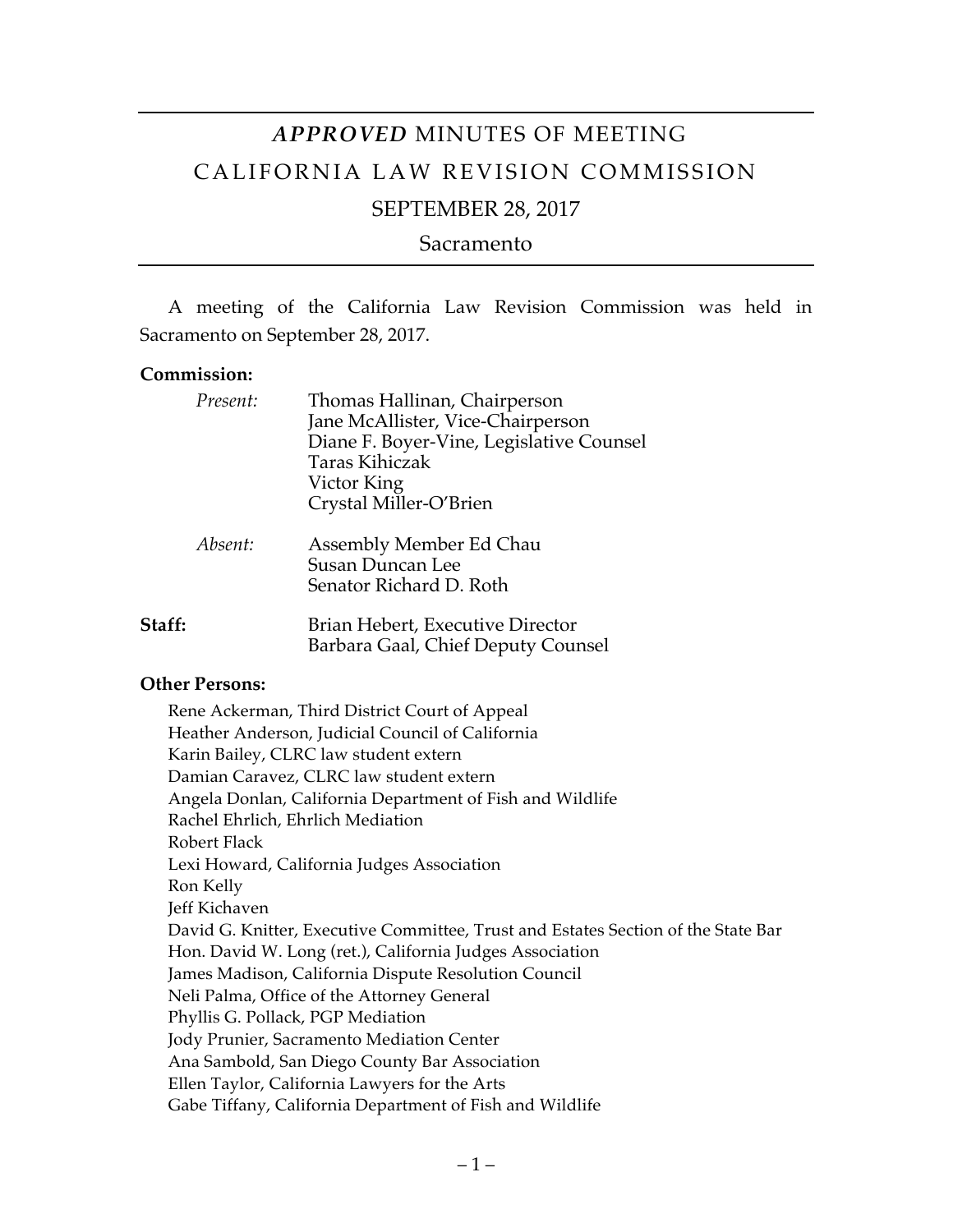# *APPROVED* MINUTES OF MEETING

# CALIFORNIA LAW REVISION COMMISSION

## SEPTEMBER 28, 2017

### Sacramento

A meeting of the California Law Revision Commission was held in Sacramento on September 28, 2017.

**Commission:**

*Present:*
- Thomas Hallinan, Chairperson
- Jane McAllister, Vice-Chairperson
- Diane F. Boyer-Vine, Legislative Counsel
- Taras Kihiczak
- Victor King
- Crystal Miller-O'Brien

*Absent:*
- Assembly Member Ed Chau
- Susan Duncan Lee
- Senator Richard D. Roth

**Staff:**
- Brian Hebert, Executive Director
- Barbara Gaal, Chief Deputy Counsel

**Other Persons:**

- Rene Ackerman, Third District Court of Appeal
- Heather Anderson, Judicial Council of California
- Karin Bailey, CLRC law student extern
- Damian Caravez, CLRC law student extern
- Angela Donlan, California Department of Fish and Wildlife
- Rachel Ehrlich, Ehrlich Mediation
- Robert Flack
- Lexi Howard, California Judges Association
- Ron Kelly
- Jeff Kichaven
- David G. Knitter, Executive Committee, Trust and Estates Section of the State Bar
- Hon. David W. Long (ret.), California Judges Association
- James Madison, California Dispute Resolution Council
- Neli Palma, Office of the Attorney General
- Phyllis G. Pollack, PGP Mediation
- Jody Prunier, Sacramento Mediation Center
- Ana Sambold, San Diego County Bar Association
- Ellen Taylor, California Lawyers for the Arts
- Gabe Tiffany, California Department of Fish and Wildlife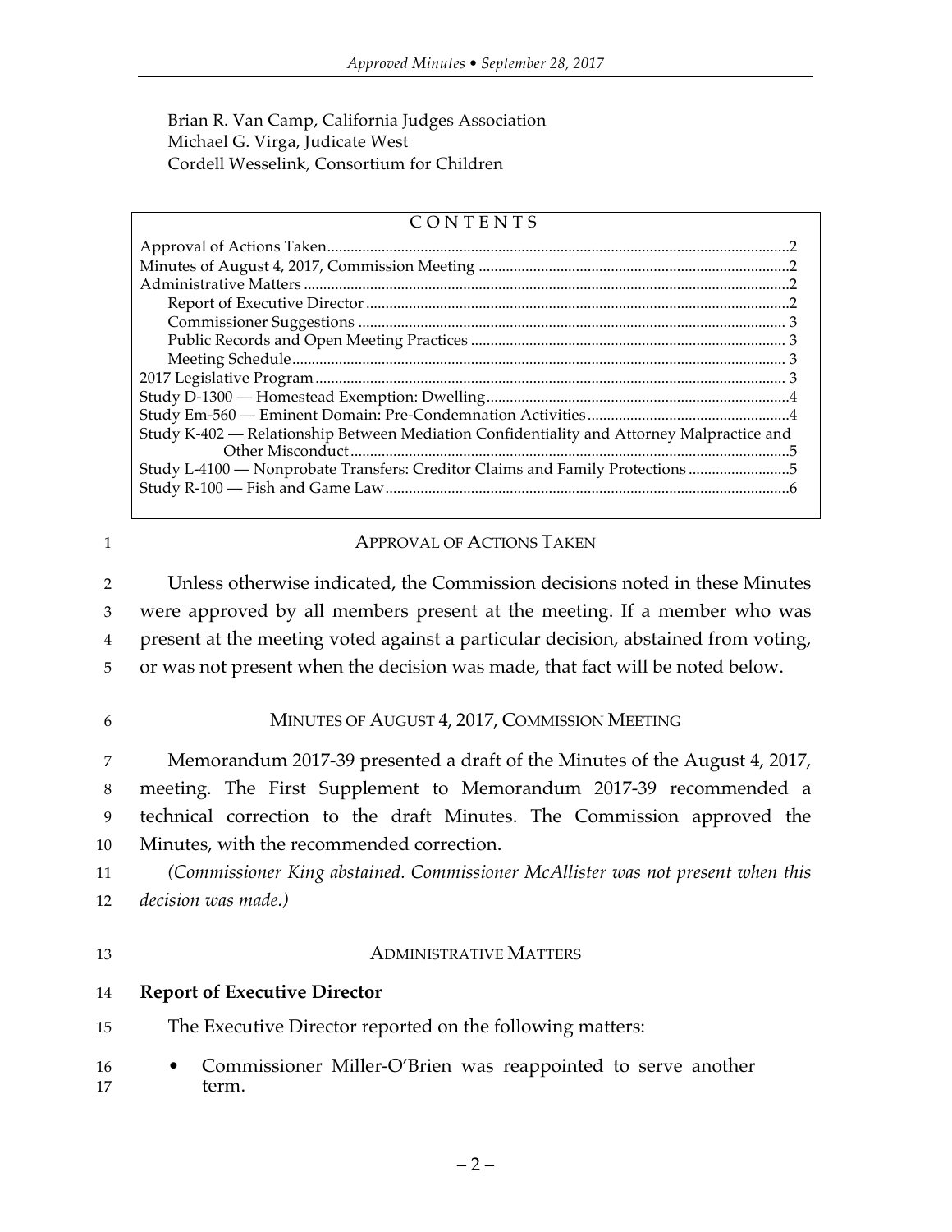Brian R. Van Camp, California Judges Association
Michael G. Virga, Judicate West
Cordell Wesselink, Consortium for Children

## CONTENTS

- Approval of Actions Taken ..... 2
- Minutes of August 4, 2017, Commission Meeting ..... 2
- Administrative Matters ..... 2
  - Report of Executive Director ..... 2
  - Commissioner Suggestions ..... 3
  - Public Records and Open Meeting Practices ..... 3
  - Meeting Schedule ..... 3
- 2017 Legislative Program ..... 3
- Study D-1300 — Homestead Exemption: Dwelling ..... 4
- Study Em-560 — Eminent Domain: Pre-Condemnation Activities ..... 4
- Study K-402 — Relationship Between Mediation Confidentiality and Attorney Malpractice and Other Misconduct ..... 5
- Study L-4100 — Nonprobate Transfers: Creditor Claims and Family Protections ..... 5
- Study R-100 — Fish and Game Law ..... 6

## APPROVAL OF ACTIONS TAKEN

Unless otherwise indicated, the Commission decisions noted in these Minutes were approved by all members present at the meeting. If a member who was present at the meeting voted against a particular decision, abstained from voting, or was not present when the decision was made, that fact will be noted below.

## MINUTES OF AUGUST 4, 2017, COMMISSION MEETING

Memorandum 2017-39 presented a draft of the Minutes of the August 4, 2017, meeting. The First Supplement to Memorandum 2017-39 recommended a technical correction to the draft Minutes. The Commission approved the Minutes, with the recommended correction.

*(Commissioner King abstained. Commissioner McAllister was not present when this decision was made.)*

## ADMINISTRATIVE MATTERS

### Report of Executive Director

The Executive Director reported on the following matters:

- Commissioner Miller-O'Brien was reappointed to serve another term.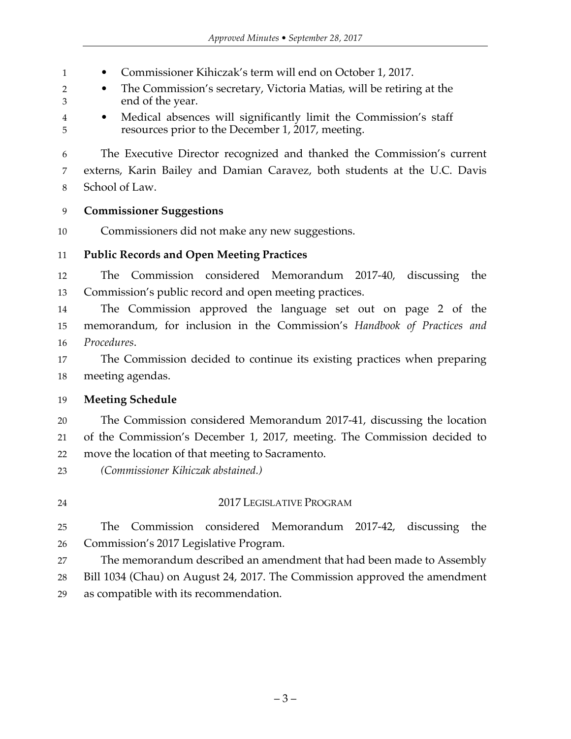- Commissioner Kihiczak's term will end on October 1, 2017.
- The Commission's secretary, Victoria Matias, will be retiring at the end of the year.
- Medical absences will significantly limit the Commission's staff resources prior to the December 1, 2017, meeting.

The Executive Director recognized and thanked the Commission's current externs, Karin Bailey and Damian Caravez, both students at the U.C. Davis School of Law.

**Commissioner Suggestions**

Commissioners did not make any new suggestions.

**Public Records and Open Meeting Practices**

The Commission considered Memorandum 2017-40, discussing the Commission's public record and open meeting practices.

The Commission approved the language set out on page 2 of the memorandum, for inclusion in the Commission's *Handbook of Practices and Procedures*.

The Commission decided to continue its existing practices when preparing meeting agendas.

**Meeting Schedule**

The Commission considered Memorandum 2017-41, discussing the location of the Commission's December 1, 2017, meeting. The Commission decided to move the location of that meeting to Sacramento.

*(Commissioner Kihiczak abstained.)*

## 2017 LEGISLATIVE PROGRAM

The Commission considered Memorandum 2017-42, discussing the Commission's 2017 Legislative Program.

The memorandum described an amendment that had been made to Assembly Bill 1034 (Chau) on August 24, 2017. The Commission approved the amendment as compatible with its recommendation.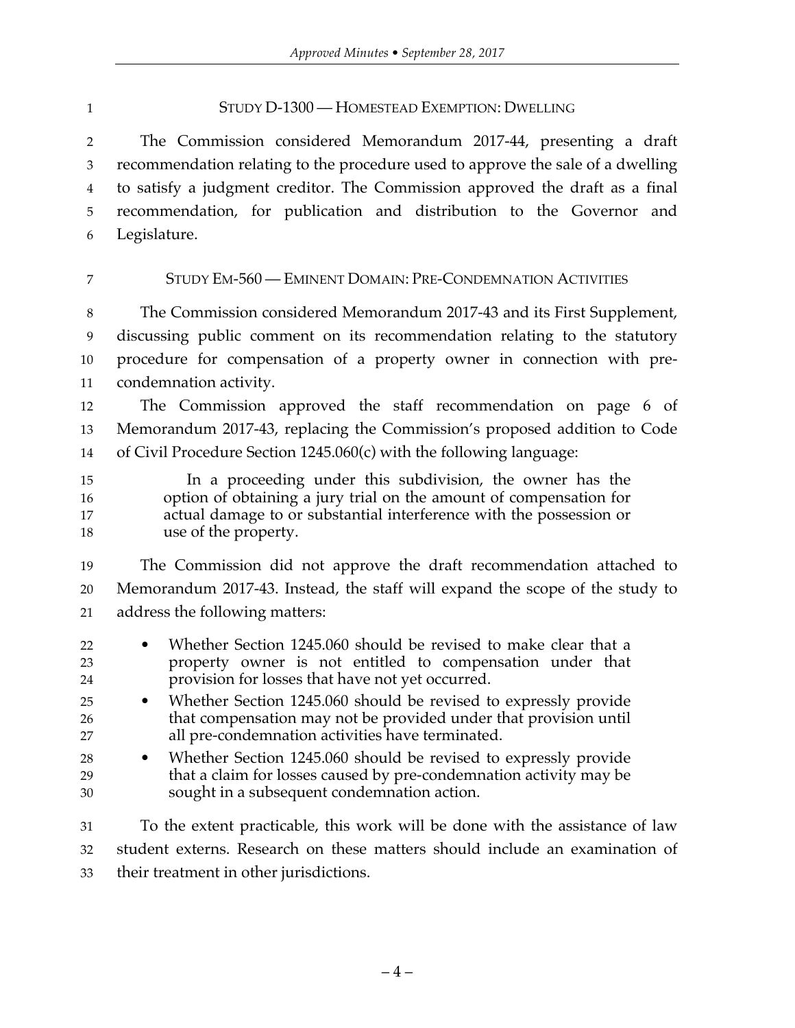## STUDY D-1300 — HOMESTEAD EXEMPTION: DWELLING

The Commission considered Memorandum 2017-44, presenting a draft recommendation relating to the procedure used to approve the sale of a dwelling to satisfy a judgment creditor. The Commission approved the draft as a final recommendation, for publication and distribution to the Governor and Legislature.

## STUDY EM-560 — EMINENT DOMAIN: PRE-CONDEMNATION ACTIVITIES

The Commission considered Memorandum 2017-43 and its First Supplement, discussing public comment on its recommendation relating to the statutory procedure for compensation of a property owner in connection with pre-condemnation activity.

The Commission approved the staff recommendation on page 6 of Memorandum 2017-43, replacing the Commission's proposed addition to Code of Civil Procedure Section 1245.060(c) with the following language:

> In a proceeding under this subdivision, the owner has the option of obtaining a jury trial on the amount of compensation for actual damage to or substantial interference with the possession or use of the property.

The Commission did not approve the draft recommendation attached to Memorandum 2017-43. Instead, the staff will expand the scope of the study to address the following matters:

- Whether Section 1245.060 should be revised to make clear that a property owner is not entitled to compensation under that provision for losses that have not yet occurred.
- Whether Section 1245.060 should be revised to expressly provide that compensation may not be provided under that provision until all pre-condemnation activities have terminated.
- Whether Section 1245.060 should be revised to expressly provide that a claim for losses caused by pre-condemnation activity may be sought in a subsequent condemnation action.

To the extent practicable, this work will be done with the assistance of law student externs. Research on these matters should include an examination of their treatment in other jurisdictions.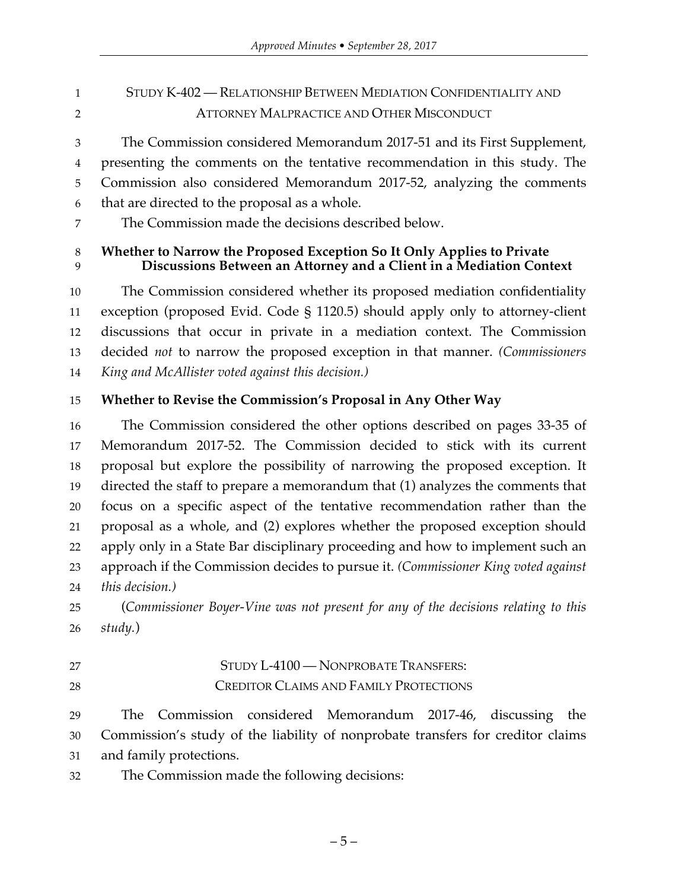## STUDY K-402 — RELATIONSHIP BETWEEN MEDIATION CONFIDENTIALITY AND ATTORNEY MALPRACTICE AND OTHER MISCONDUCT

The Commission considered Memorandum 2017-51 and its First Supplement, presenting the comments on the tentative recommendation in this study. The Commission also considered Memorandum 2017-52, analyzing the comments that are directed to the proposal as a whole.

The Commission made the decisions described below.

### Whether to Narrow the Proposed Exception So It Only Applies to Private Discussions Between an Attorney and a Client in a Mediation Context

The Commission considered whether its proposed mediation confidentiality exception (proposed Evid. Code § 1120.5) should apply only to attorney-client discussions that occur in private in a mediation context. The Commission decided *not* to narrow the proposed exception in that manner. *(Commissioners King and McAllister voted against this decision.)*

### Whether to Revise the Commission's Proposal in Any Other Way

The Commission considered the other options described on pages 33-35 of Memorandum 2017-52. The Commission decided to stick with its current proposal but explore the possibility of narrowing the proposed exception. It directed the staff to prepare a memorandum that (1) analyzes the comments that focus on a specific aspect of the tentative recommendation rather than the proposal as a whole, and (2) explores whether the proposed exception should apply only in a State Bar disciplinary proceeding and how to implement such an approach if the Commission decides to pursue it. *(Commissioner King voted against this decision.)*

(*Commissioner Boyer-Vine was not present for any of the decisions relating to this study.*)

## STUDY L-4100 — NONPROBATE TRANSFERS: CREDITOR CLAIMS AND FAMILY PROTECTIONS

The Commission considered Memorandum 2017-46, discussing the Commission's study of the liability of nonprobate transfers for creditor claims and family protections.

The Commission made the following decisions: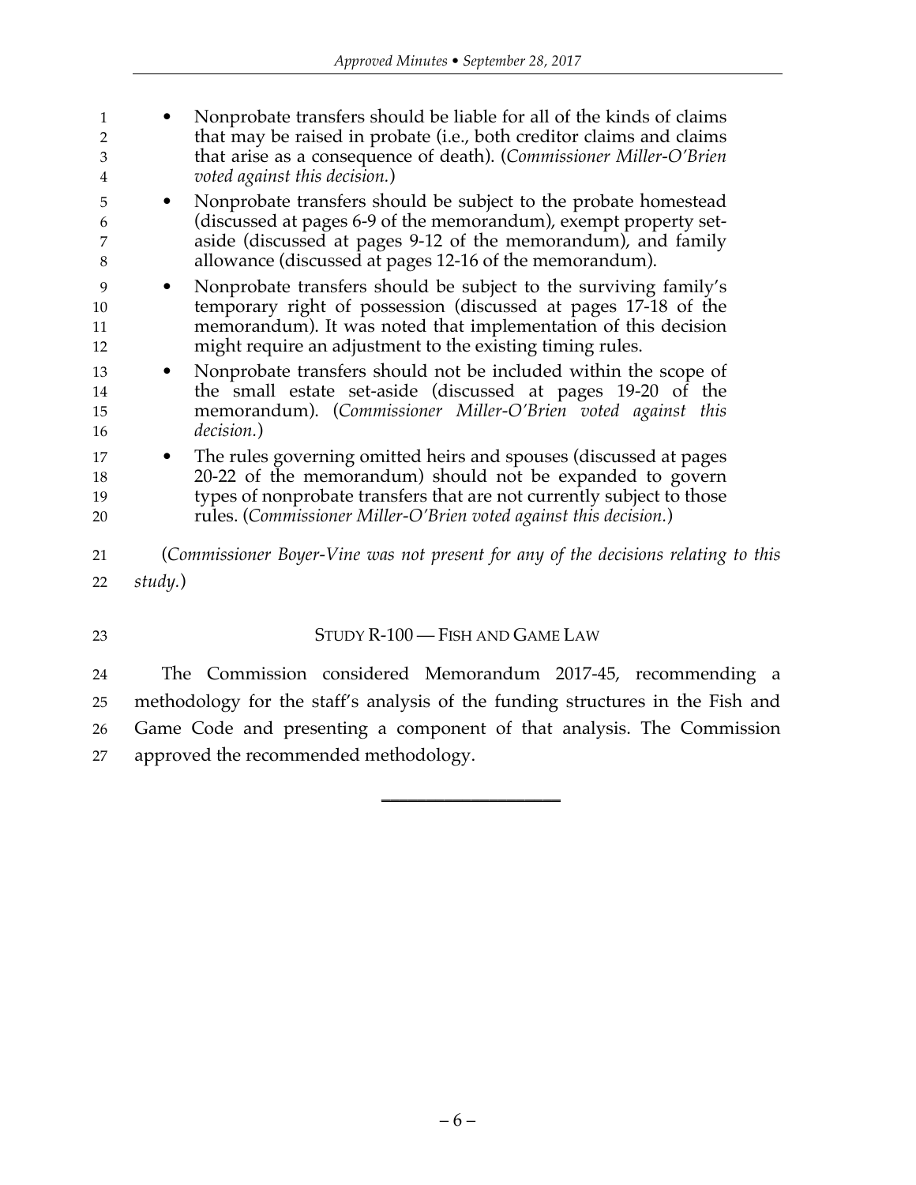- Nonprobate transfers should be liable for all of the kinds of claims that may be raised in probate (i.e., both creditor claims and claims that arise as a consequence of death). (*Commissioner Miller-O'Brien voted against this decision.*)
- Nonprobate transfers should be subject to the probate homestead (discussed at pages 6-9 of the memorandum), exempt property set-aside (discussed at pages 9-12 of the memorandum), and family allowance (discussed at pages 12-16 of the memorandum).
- Nonprobate transfers should be subject to the surviving family's temporary right of possession (discussed at pages 17-18 of the memorandum). It was noted that implementation of this decision might require an adjustment to the existing timing rules.
- Nonprobate transfers should not be included within the scope of the small estate set-aside (discussed at pages 19-20 of the memorandum). (*Commissioner Miller-O'Brien voted against this decision.*)
- The rules governing omitted heirs and spouses (discussed at pages 20-22 of the memorandum) should not be expanded to govern types of nonprobate transfers that are not currently subject to those rules. (*Commissioner Miller-O'Brien voted against this decision.*)

(*Commissioner Boyer-Vine was not present for any of the decisions relating to this study.*)

## STUDY R-100 — FISH AND GAME LAW

The Commission considered Memorandum 2017-45, recommending a methodology for the staff's analysis of the funding structures in the Fish and Game Code and presenting a component of that analysis. The Commission approved the recommended methodology.